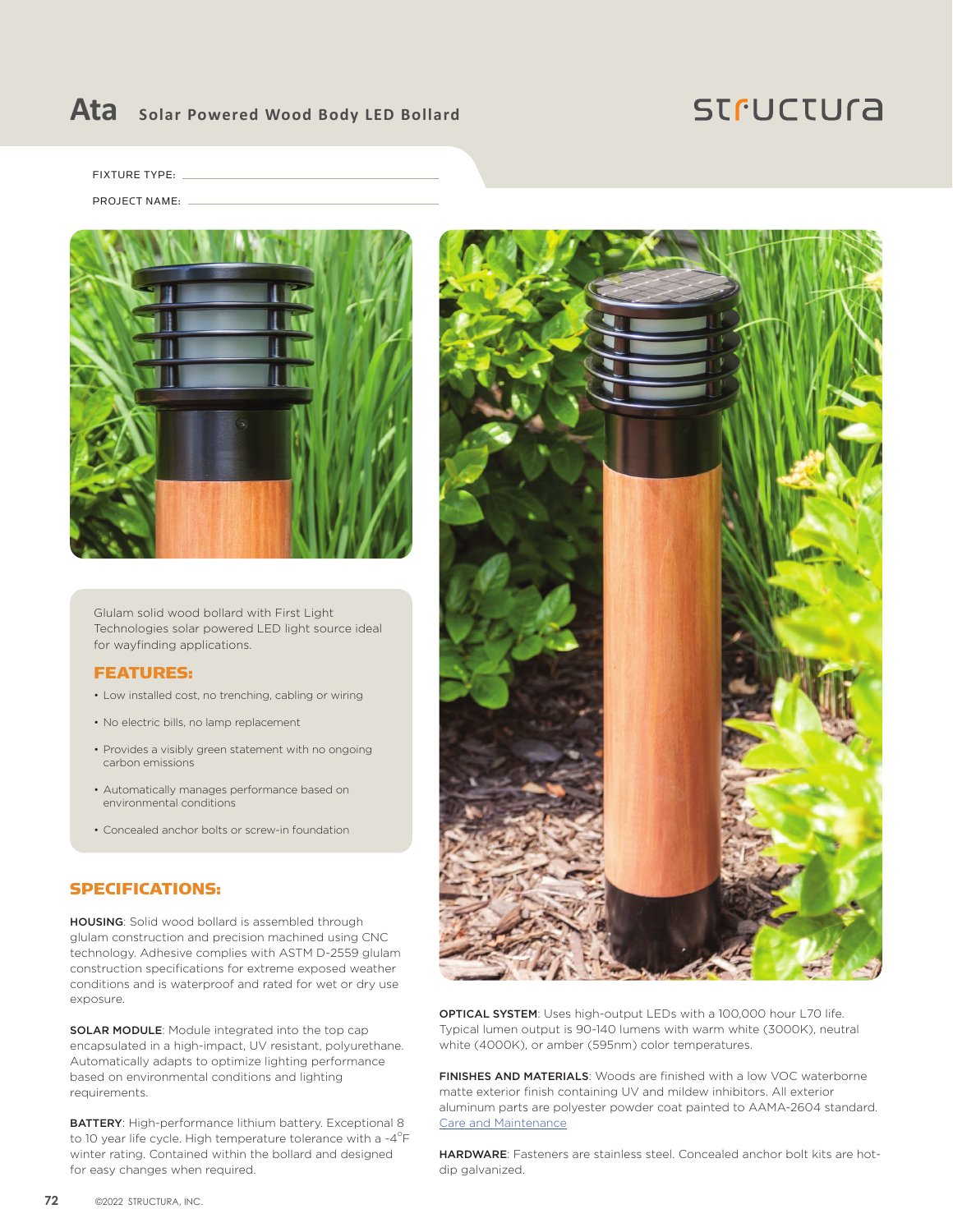# Ata Solar Powered Wood Body LED Bollard

structura

FIXTURE TYPE: ____________________

PROJECT NAME: ____________________

Glulam solid wood bollard with First Light Technologies solar powered LED light source ideal for wayfinding applications.

## FEATURES:

- Low installed cost, no trenching, cabling or wiring
- No electric bills, no lamp replacement
- Provides a visibly green statement with no ongoing carbon emissions
- Automatically manages performance based on environmental conditions
- Concealed anchor bolts or screw-in foundation

## SPECIFICATIONS:

**HOUSING**: Solid wood bollard is assembled through glulam construction and precision machined using CNC technology. Adhesive complies with ASTM D-2559 glulam construction specifications for extreme exposed weather conditions and is waterproof and rated for wet or dry use exposure.

**SOLAR MODULE**: Module integrated into the top cap encapsulated in a high-impact, UV resistant, polyurethane. Automatically adapts to optimize lighting performance based on environmental conditions and lighting requirements.

**BATTERY**: High-performance lithium battery. Exceptional 8 to 10 year life cycle. High temperature tolerance with a -4°F winter rating. Contained within the bollard and designed for easy changes when required.

**OPTICAL SYSTEM**: Uses high-output LEDs with a 100,000 hour L70 life. Typical lumen output is 90-140 lumens with warm white (3000K), neutral white (4000K), or amber (595nm) color temperatures.

**FINISHES AND MATERIALS**: Woods are finished with a low VOC waterborne matte exterior finish containing UV and mildew inhibitors. All exterior aluminum parts are polyester powder coat painted to AAMA-2604 standard. Care and Maintenance

**HARDWARE**: Fasteners are stainless steel. Concealed anchor bolt kits are hot-dip galvanized.

©2022 STRUCTURA, INC.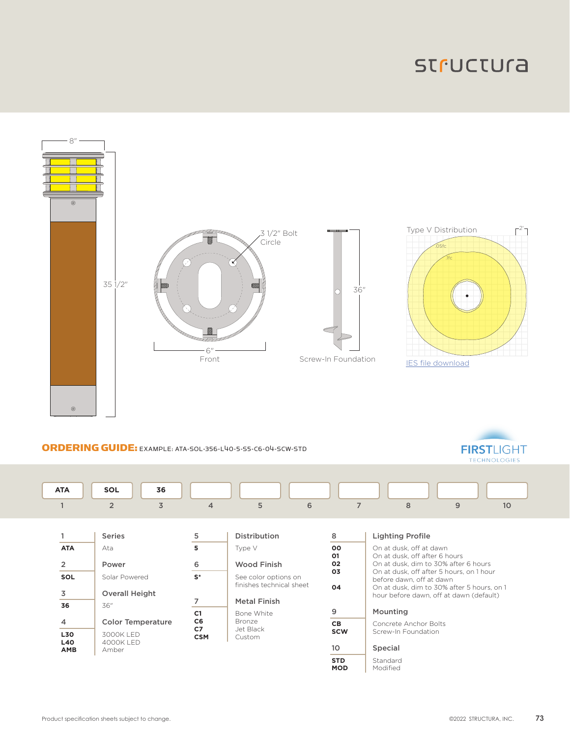structura

8"

35 1/2"

3 1/2" Bolt Circle

6"

Front

36"

Screw-In Foundation

Type V Distribution

2'

.05fc

1fc

IES file download

**ORDERING GUIDE:** EXAMPLE: ATA-SOL-356-L40-5-S5-C6-04-SCW-STD

FIRSTLIGHT TECHNOLOGIES

| ATA | SOL | 36 | | | | | | | |
|---|---|---|---|---|---|---|---|---|---|
| 1 | 2 | 3 | 4 | 5 | 6 | 7 | 8 | 9 | 10 |

| 1 | Series |
|---|---|
| **ATA** | Ata |
| **2** | **Power** |
| **SOL** | Solar Powered |
| **3** | **Overall Height** |
| **36** | 36" |
| **4** | **Color Temperature** |
| **L30** | 3000K LED |
| **L40** | 4000K LED |
| **AMB** | Amber |

| 5 | Distribution |
|---|---|
| **5** | Type V |
| **6** | **Wood Finish** |
| **S*** | See color options on finishes technical sheet |
| **7** | **Metal Finish** |
| **C1** | Bone White |
| **C6** | Bronze |
| **C7** | Jet Black |
| **CSM** | Custom |

| 8 | Lighting Profile |
|---|---|
| **00** | On at dusk, off at dawn |
| **01** | On at dusk, off after 6 hours |
| **02** | On at dusk, dim to 30% after 6 hours |
| **03** | On at dusk, off after 5 hours, on 1 hour before dawn, off at dawn |
| **04** | On at dusk, dim to 30% after 5 hours, on 1 hour before dawn, off at dawn (default) |
| **9** | **Mounting** |
| **CB** | Concrete Anchor Bolts |
| **SCW** | Screw-In Foundation |
| **10** | **Special** |
| **STD** | Standard |
| **MOD** | Modified |

Product specification sheets subject to change.

©2022 STRUCTURA, INC.